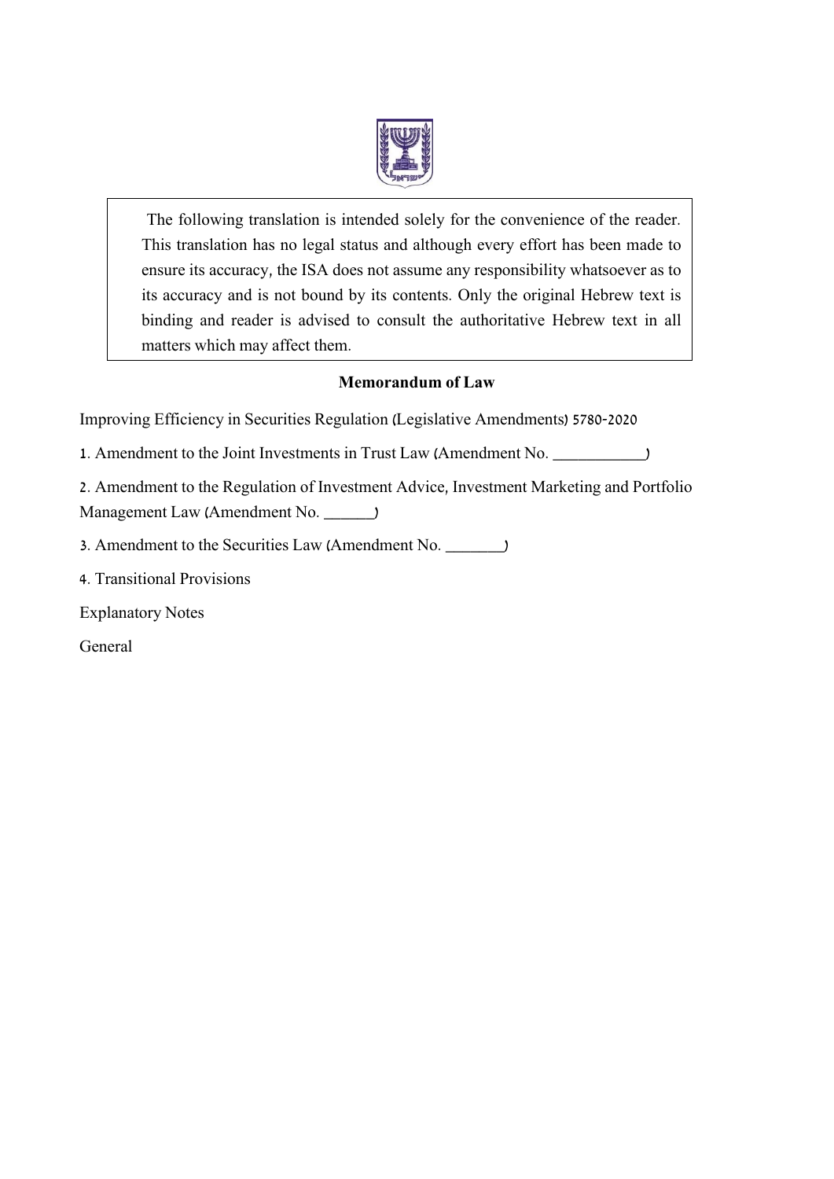> The following translation is intended solely for the convenience of the reader. This translation has no legal status and although every effort has been made to ensure its accuracy, the ISA does not assume any responsibility whatsoever as to its accuracy and is not bound by its contents. Only the original Hebrew text is binding and reader is advised to consult the authoritative Hebrew text in all matters which may affect them.

**Memorandum of Law**

Improving Efficiency in Securities Regulation (Legislative Amendments) 5780-2020

1. Amendment to the Joint Investments in Trust Law (Amendment No. ___________)

2. Amendment to the Regulation of Investment Advice, Investment Marketing and Portfolio Management Law (Amendment No. ______)

3. Amendment to the Securities Law (Amendment No. _______)

4. Transitional Provisions

Explanatory Notes

General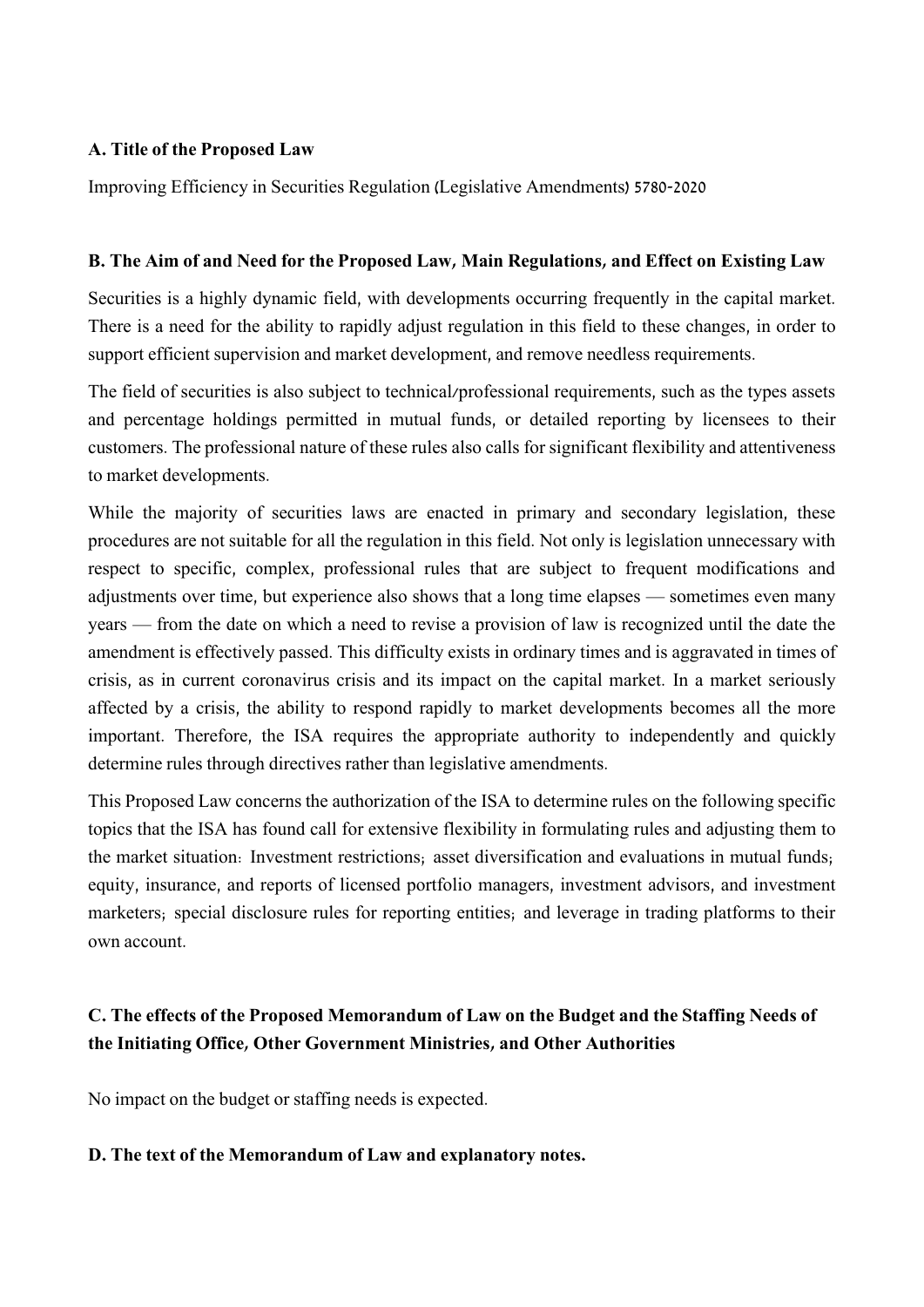**A. Title of the Proposed Law**

Improving Efficiency in Securities Regulation (Legislative Amendments) 5780-2020

**B. The Aim of and Need for the Proposed Law, Main Regulations, and Effect on Existing Law**

Securities is a highly dynamic field, with developments occurring frequently in the capital market. There is a need for the ability to rapidly adjust regulation in this field to these changes, in order to support efficient supervision and market development, and remove needless requirements.

The field of securities is also subject to technical/professional requirements, such as the types assets and percentage holdings permitted in mutual funds, or detailed reporting by licensees to their customers. The professional nature of these rules also calls for significant flexibility and attentiveness to market developments.

While the majority of securities laws are enacted in primary and secondary legislation, these procedures are not suitable for all the regulation in this field. Not only is legislation unnecessary with respect to specific, complex, professional rules that are subject to frequent modifications and adjustments over time, but experience also shows that a long time elapses — sometimes even many years — from the date on which a need to revise a provision of law is recognized until the date the amendment is effectively passed. This difficulty exists in ordinary times and is aggravated in times of crisis, as in current coronavirus crisis and its impact on the capital market. In a market seriously affected by a crisis, the ability to respond rapidly to market developments becomes all the more important. Therefore, the ISA requires the appropriate authority to independently and quickly determine rules through directives rather than legislative amendments.

This Proposed Law concerns the authorization of the ISA to determine rules on the following specific topics that the ISA has found call for extensive flexibility in formulating rules and adjusting them to the market situation: Investment restrictions; asset diversification and evaluations in mutual funds; equity, insurance, and reports of licensed portfolio managers, investment advisors, and investment marketers; special disclosure rules for reporting entities; and leverage in trading platforms to their own account.

**C. The effects of the Proposed Memorandum of Law on the Budget and the Staffing Needs of the Initiating Office, Other Government Ministries, and Other Authorities**

No impact on the budget or staffing needs is expected.

**D. The text of the Memorandum of Law and explanatory notes.**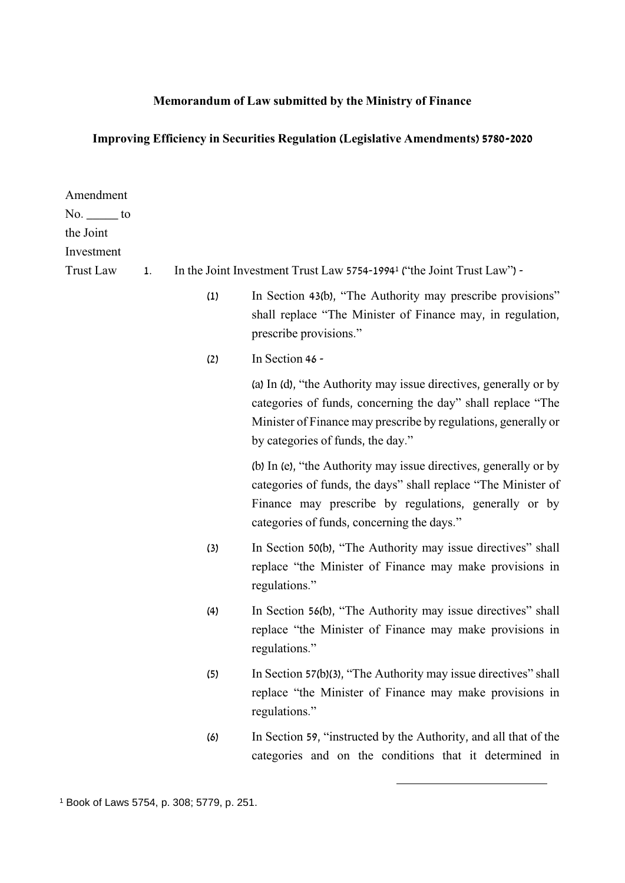**Memorandum of Law submitted by the Ministry of Finance**

**Improving Efficiency in Securities Regulation (Legislative Amendments) 5780-2020**

Amendment No. _____ to the Joint Investment Trust Law

1. In the Joint Investment Trust Law 5754-1994[1] ("the Joint Trust Law") -

   (1) In Section 43(b), "The Authority may prescribe provisions" shall replace "The Minister of Finance may, in regulation, prescribe provisions."

   (2) In Section 46 -

   (a) In (d), "the Authority may issue directives, generally or by categories of funds, concerning the day" shall replace "The Minister of Finance may prescribe by regulations, generally or by categories of funds, the day."

   (b) In (e), "the Authority may issue directives, generally or by categories of funds, the days" shall replace "The Minister of Finance may prescribe by regulations, generally or by categories of funds, concerning the days."

   (3) In Section 50(b), "The Authority may issue directives" shall replace "the Minister of Finance may make provisions in regulations."

   (4) In Section 56(b), "The Authority may issue directives" shall replace "the Minister of Finance may make provisions in regulations."

   (5) In Section 57(b)(3), "The Authority may issue directives" shall replace "the Minister of Finance may make provisions in regulations."

   (6) In Section 59, "instructed by the Authority, and all that of the categories and on the conditions that it determined in

---

[1] Book of Laws 5754, p. 308; 5779, p. 251.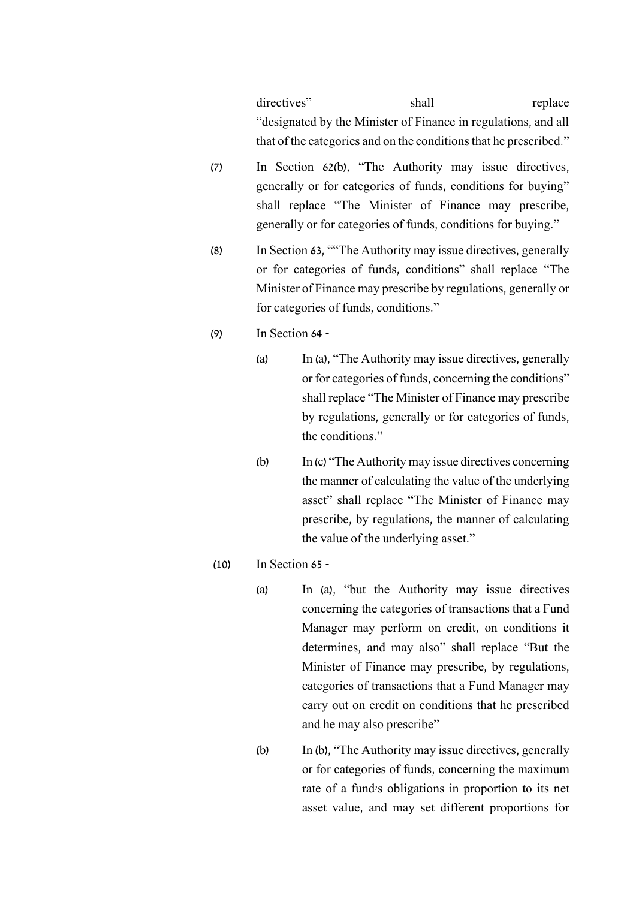directives" shall replace "designated by the Minister of Finance in regulations, and all that of the categories and on the conditions that he prescribed."

(7) In Section 62(b), "The Authority may issue directives, generally or for categories of funds, conditions for buying" shall replace "The Minister of Finance may prescribe, generally or for categories of funds, conditions for buying."

(8) In Section 63, ""The Authority may issue directives, generally or for categories of funds, conditions" shall replace "The Minister of Finance may prescribe by regulations, generally or for categories of funds, conditions."

(9) In Section 64 -

(a) In (a), "The Authority may issue directives, generally or for categories of funds, concerning the conditions" shall replace "The Minister of Finance may prescribe by regulations, generally or for categories of funds, the conditions."

(b) In (c) "The Authority may issue directives concerning the manner of calculating the value of the underlying asset" shall replace "The Minister of Finance may prescribe, by regulations, the manner of calculating the value of the underlying asset."

(10) In Section 65 -

(a) In (a), "but the Authority may issue directives concerning the categories of transactions that a Fund Manager may perform on credit, on conditions it determines, and may also" shall replace "But the Minister of Finance may prescribe, by regulations, categories of transactions that a Fund Manager may carry out on credit on conditions that he prescribed and he may also prescribe"

(b) In (b), "The Authority may issue directives, generally or for categories of funds, concerning the maximum rate of a fund's obligations in proportion to its net asset value, and may set different proportions for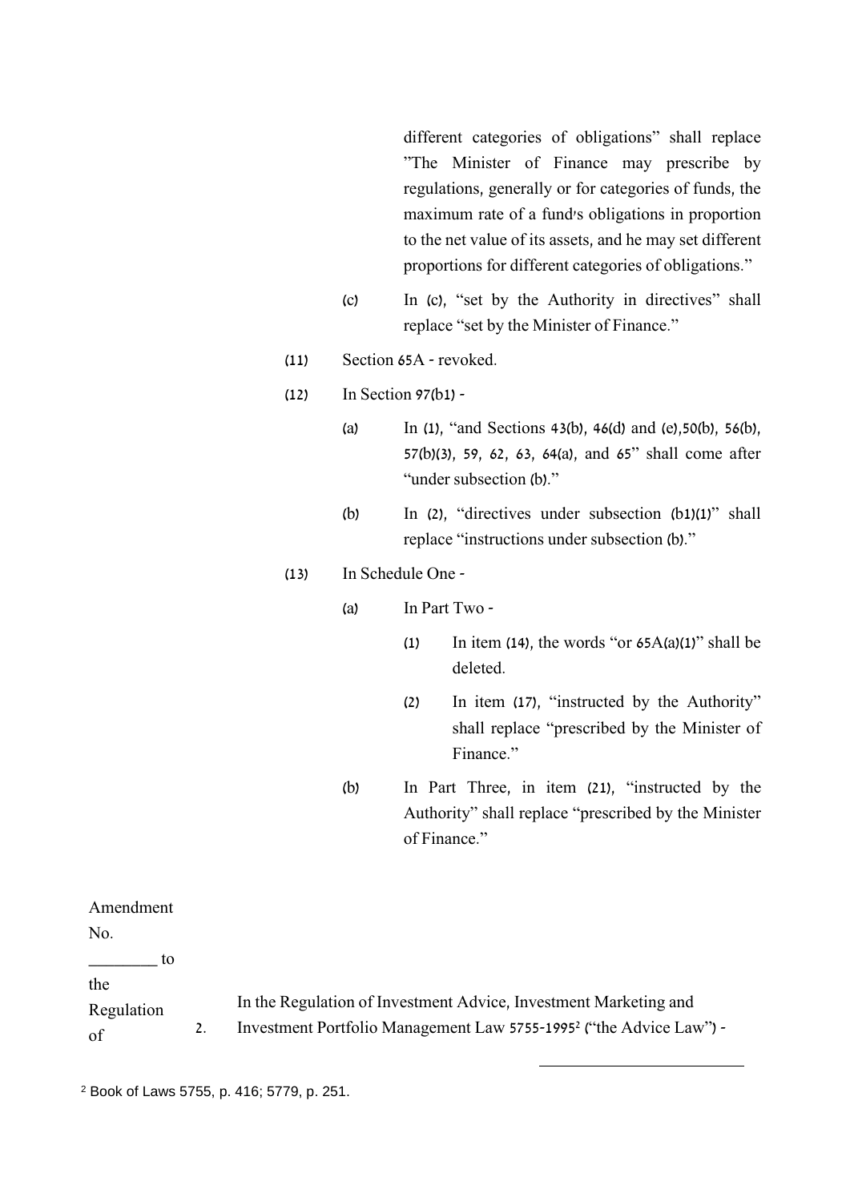different categories of obligations" shall replace "The Minister of Finance may prescribe by regulations, generally or for categories of funds, the maximum rate of a fund's obligations in proportion to the net value of its assets, and he may set different proportions for different categories of obligations."

(c) In (c), "set by the Authority in directives" shall replace "set by the Minister of Finance."

(11) Section 65A - revoked.

(12) In Section 97(b1) -

(a) In (1), "and Sections 43(b), 46(d) and (e),50(b), 56(b), 57(b)(3), 59, 62, 63, 64(a), and 65" shall come after "under subsection (b)."

(b) In (2), "directives under subsection (b1)(1)" shall replace "instructions under subsection (b)."

(13) In Schedule One -

(a) In Part Two -

(1) In item (14), the words "or 65A(a)(1)" shall be deleted.

(2) In item (17), "instructed by the Authority" shall replace "prescribed by the Minister of Finance."

(b) In Part Three, in item (21), "instructed by the Authority" shall replace "prescribed by the Minister of Finance."

Amendment No. ________ to the Regulation of

2. In the Regulation of Investment Advice, Investment Marketing and Investment Portfolio Management Law 5755-1995[2] ("the Advice Law") -

[2] Book of Laws 5755, p. 416; 5779, p. 251.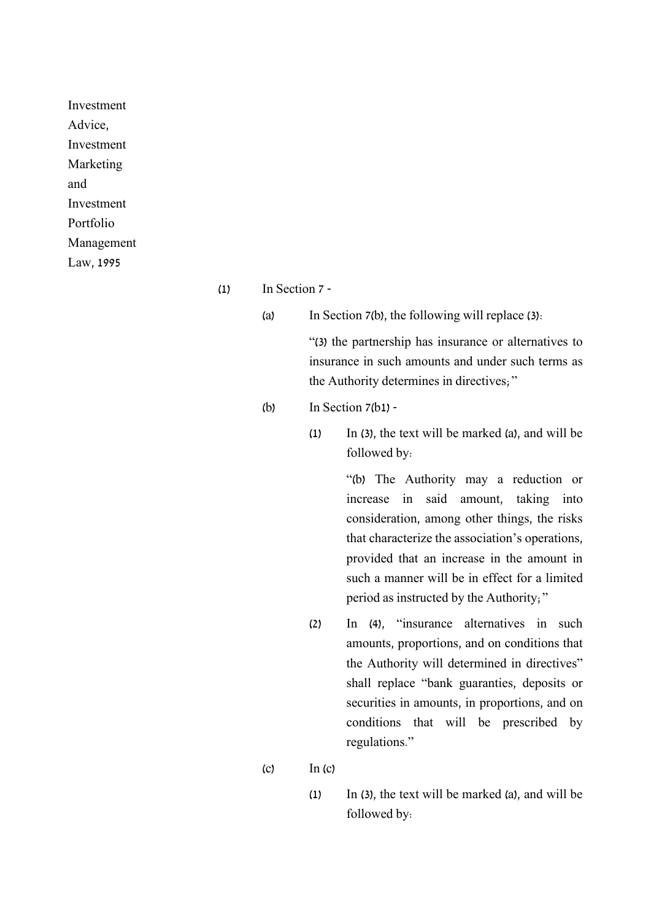Investment Advice, Investment Marketing and Investment Portfolio Management Law, 1995

(1) In Section 7 -

(a) In Section 7(b), the following will replace (3):

"(3) the partnership has insurance or alternatives to insurance in such amounts and under such terms as the Authority determines in directives;"

(b) In Section 7(b1) -

(1) In (3), the text will be marked (a), and will be followed by:

"(b) The Authority may a reduction or increase in said amount, taking into consideration, among other things, the risks that characterize the association's operations, provided that an increase in the amount in such a manner will be in effect for a limited period as instructed by the Authority;"

(2) In (4), "insurance alternatives in such amounts, proportions, and on conditions that the Authority will determined in directives" shall replace "bank guaranties, deposits or securities in amounts, in proportions, and on conditions that will be prescribed by regulations."

(c) In (c)

(1) In (3), the text will be marked (a), and will be followed by: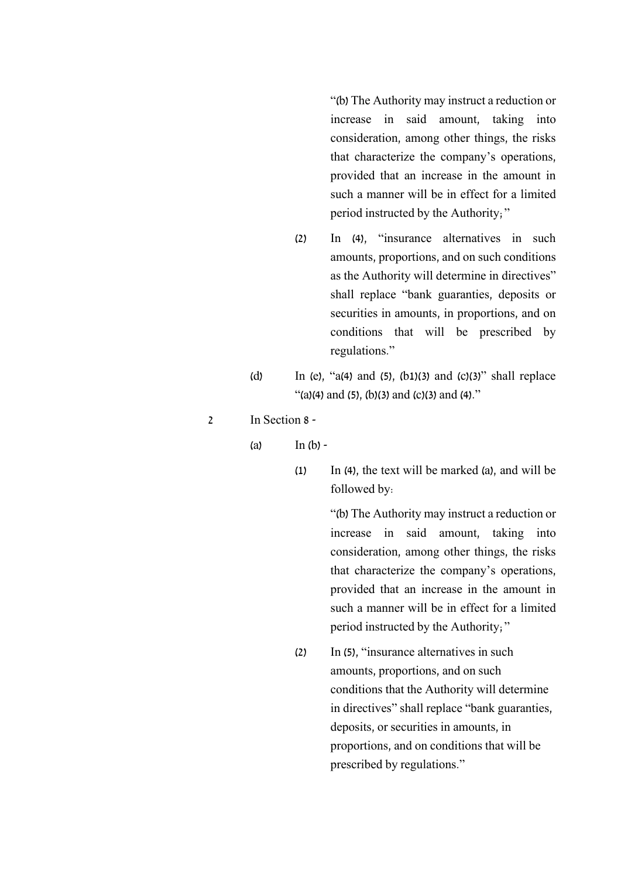"(b) The Authority may instruct a reduction or increase in said amount, taking into consideration, among other things, the risks that characterize the company's operations, provided that an increase in the amount in such a manner will be in effect for a limited period instructed by the Authority;"

(2) In (4), "insurance alternatives in such amounts, proportions, and on such conditions as the Authority will determine in directives" shall replace "bank guaranties, deposits or securities in amounts, in proportions, and on conditions that will be prescribed by regulations."

(d) In (e), "a(4) and (5), (b1)(3) and (c)(3)" shall replace "(a)(4) and (5), (b)(3) and (c)(3) and (4)."

2 In Section 8 -

(a) In (b) -

(1) In (4), the text will be marked (a), and will be followed by:

"(b) The Authority may instruct a reduction or increase in said amount, taking into consideration, among other things, the risks that characterize the company's operations, provided that an increase in the amount in such a manner will be in effect for a limited period instructed by the Authority;"

(2) In (5), "insurance alternatives in such amounts, proportions, and on such conditions that the Authority will determine in directives" shall replace "bank guaranties, deposits, or securities in amounts, in proportions, and on conditions that will be prescribed by regulations."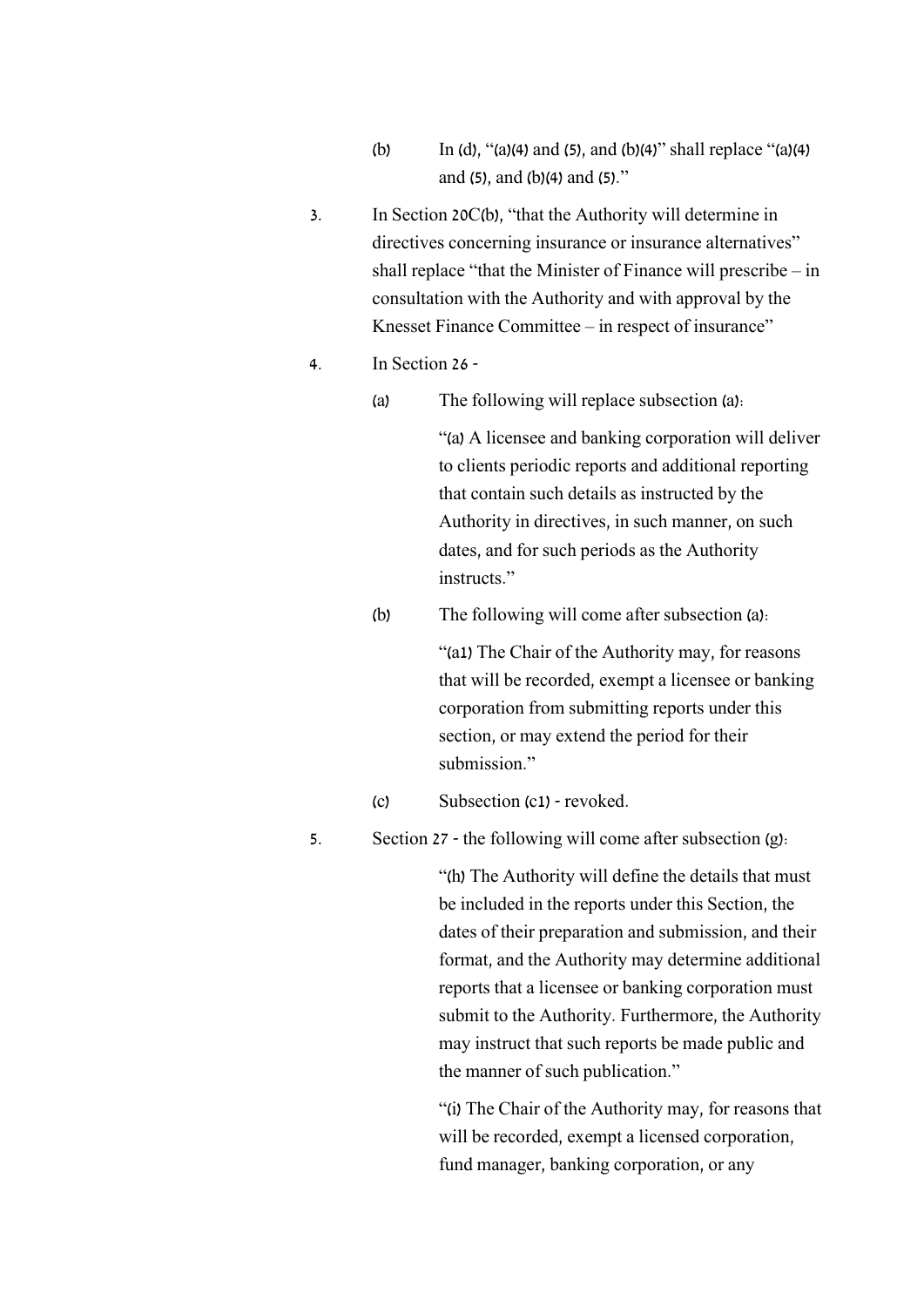(b) In (d), "(a)(4) and (5), and (b)(4)" shall replace "(a)(4) and (5), and (b)(4) and (5)."

3. In Section 20C(b), "that the Authority will determine in directives concerning insurance or insurance alternatives" shall replace "that the Minister of Finance will prescribe – in consultation with the Authority and with approval by the Knesset Finance Committee – in respect of insurance"

4. In Section 26 -

   (a) The following will replace subsection (a):

   "(a) A licensee and banking corporation will deliver to clients periodic reports and additional reporting that contain such details as instructed by the Authority in directives, in such manner, on such dates, and for such periods as the Authority instructs."

   (b) The following will come after subsection (a):

   "(a1) The Chair of the Authority may, for reasons that will be recorded, exempt a licensee or banking corporation from submitting reports under this section, or may extend the period for their submission."

   (c) Subsection (c1) - revoked.

5. Section 27 - the following will come after subsection (g):

   "(h) The Authority will define the details that must be included in the reports under this Section, the dates of their preparation and submission, and their format, and the Authority may determine additional reports that a licensee or banking corporation must submit to the Authority. Furthermore, the Authority may instruct that such reports be made public and the manner of such publication."

   "(i) The Chair of the Authority may, for reasons that will be recorded, exempt a licensed corporation, fund manager, banking corporation, or any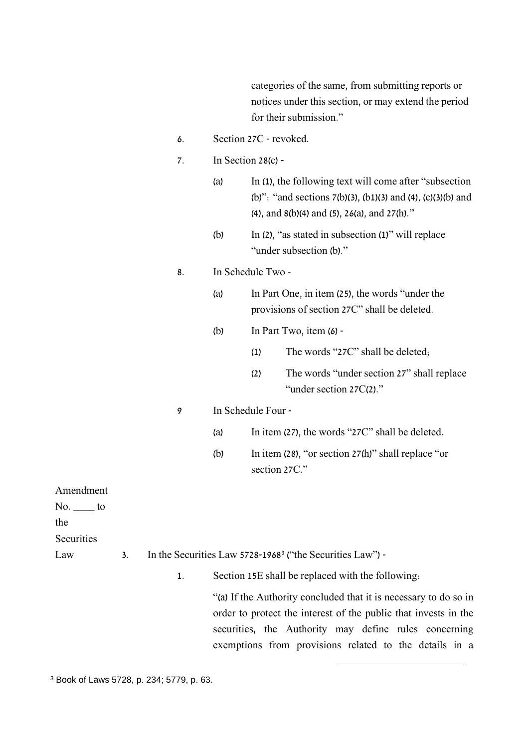categories of the same, from submitting reports or notices under this section, or may extend the period for their submission."

6. Section 27C - revoked.

7. In Section 28(c) -

   (a) In (1), the following text will come after "subsection (b)": "and sections 7(b)(3), (b1)(3) and (4), (c)(3)(b) and (4), and 8(b)(4) and (5), 26(a), and 27(h)."

   (b) In (2), "as stated in subsection (1)" will replace "under subsection (b)."

8. In Schedule Two -

   (a) In Part One, in item (25), the words "under the provisions of section 27C" shall be deleted.

   (b) In Part Two, item (6) -

      (1) The words "27C" shall be deleted;

      (2) The words "under section 27" shall replace "under section 27C(2)."

9 In Schedule Four -

   (a) In item (27), the words "27C" shall be deleted.

   (b) In item (28), "or section 27(h)" shall replace "or section 27C."

Amendment No. ____ to the Securities Law

3. In the Securities Law 5728-1968[3] ("the Securities Law") -

1. Section 15E shall be replaced with the following:

"(a) If the Authority concluded that it is necessary to do so in order to protect the interest of the public that invests in the securities, the Authority may define rules concerning exemptions from provisions related to the details in a

[3] Book of Laws 5728, p. 234; 5779, p. 63.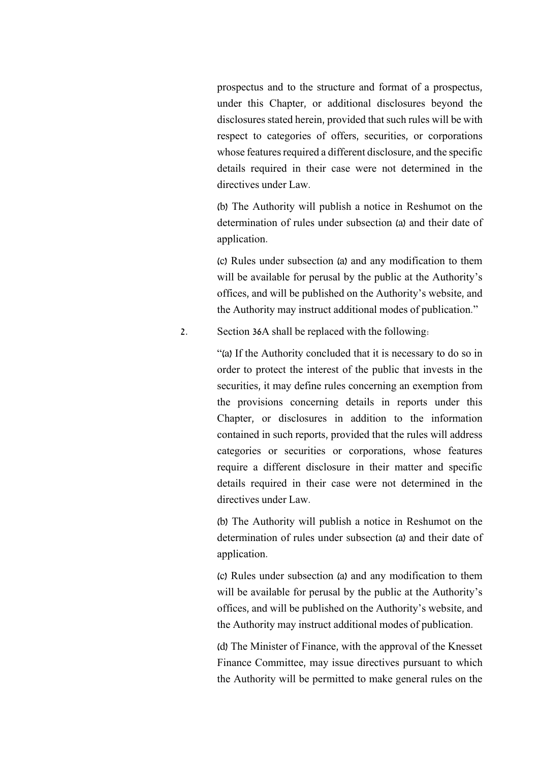prospectus and to the structure and format of a prospectus, under this Chapter, or additional disclosures beyond the disclosures stated herein, provided that such rules will be with respect to categories of offers, securities, or corporations whose features required a different disclosure, and the specific details required in their case were not determined in the directives under Law.

(b) The Authority will publish a notice in Reshumot on the determination of rules under subsection (a) and their date of application.

(c) Rules under subsection (a) and any modification to them will be available for perusal by the public at the Authority's offices, and will be published on the Authority's website, and the Authority may instruct additional modes of publication."

2. Section 36A shall be replaced with the following:

"(a) If the Authority concluded that it is necessary to do so in order to protect the interest of the public that invests in the securities, it may define rules concerning an exemption from the provisions concerning details in reports under this Chapter, or disclosures in addition to the information contained in such reports, provided that the rules will address categories or securities or corporations, whose features require a different disclosure in their matter and specific details required in their case were not determined in the directives under Law.

(b) The Authority will publish a notice in Reshumot on the determination of rules under subsection (a) and their date of application.

(c) Rules under subsection (a) and any modification to them will be available for perusal by the public at the Authority's offices, and will be published on the Authority's website, and the Authority may instruct additional modes of publication.

(d) The Minister of Finance, with the approval of the Knesset Finance Committee, may issue directives pursuant to which the Authority will be permitted to make general rules on the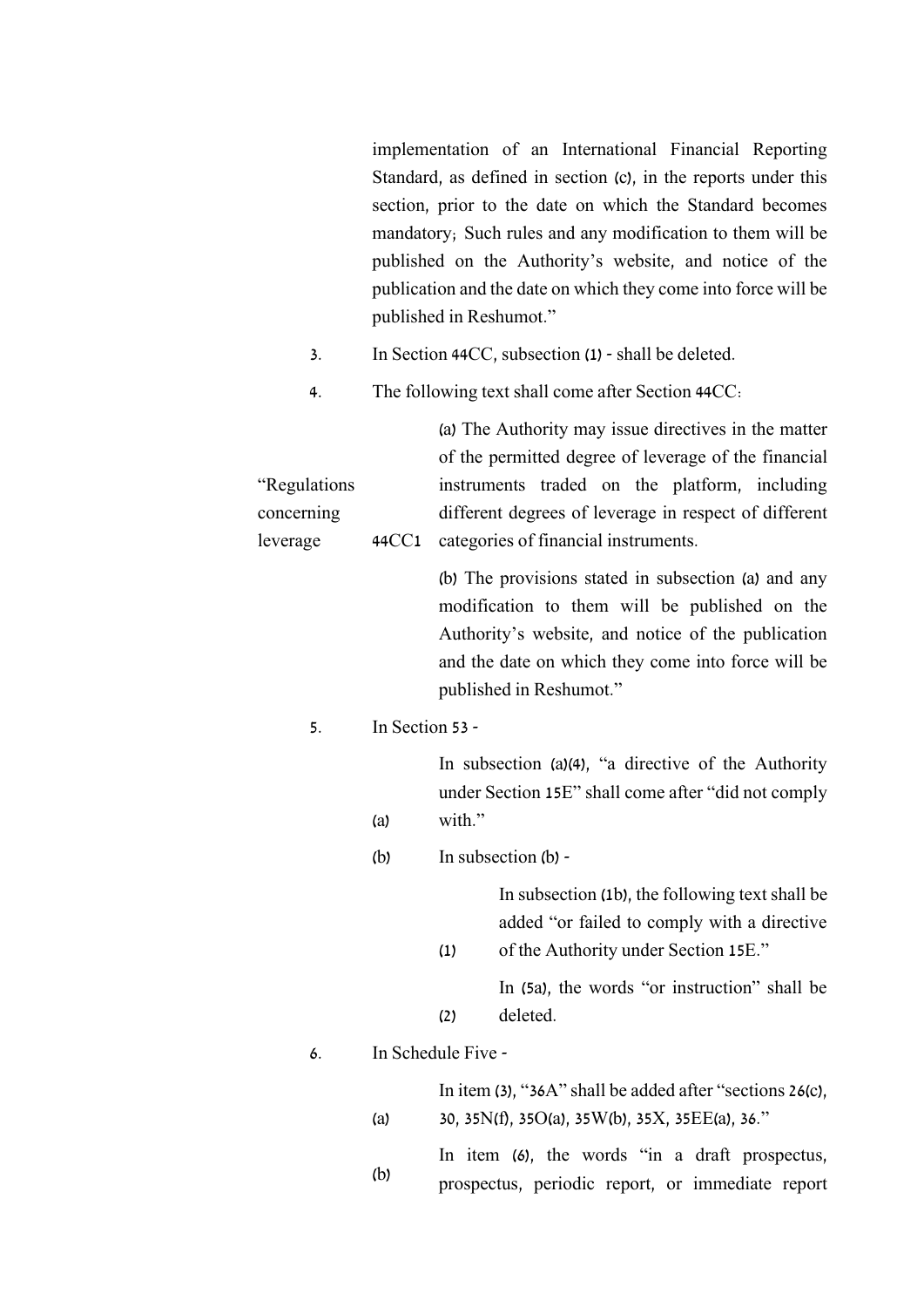implementation of an International Financial Reporting Standard, as defined in section (c), in the reports under this section, prior to the date on which the Standard becomes mandatory; Such rules and any modification to them will be published on the Authority's website, and notice of the publication and the date on which they come into force will be published in Reshumot."

3. In Section 44CC, subsection (1) - shall be deleted.

4. The following text shall come after Section 44CC:

"Regulations concerning leverage

44CC1 (a) The Authority may issue directives in the matter of the permitted degree of leverage of the financial instruments traded on the platform, including different degrees of leverage in respect of different categories of financial instruments.

(b) The provisions stated in subsection (a) and any modification to them will be published on the Authority's website, and notice of the publication and the date on which they come into force will be published in Reshumot."

5. In Section 53 -

(a) In subsection (a)(4), "a directive of the Authority under Section 15E" shall come after "did not comply with."

(b) In subsection (b) -

(1) In subsection (1b), the following text shall be added "or failed to comply with a directive of the Authority under Section 15E."

(2) In (5a), the words "or instruction" shall be deleted.

6. In Schedule Five -

(a) In item (3), "36A" shall be added after "sections 26(c), 30, 35N(f), 35O(a), 35W(b), 35X, 35EE(a), 36."

(b) In item (6), the words "in a draft prospectus, prospectus, periodic report, or immediate report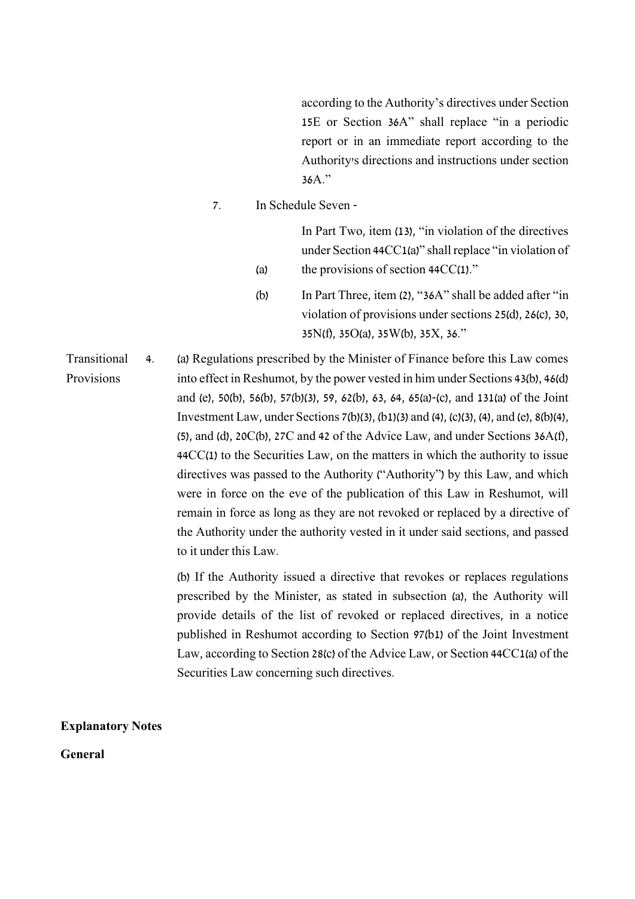according to the Authority's directives under Section 15E or Section 36A" shall replace "in a periodic report or in an immediate report according to the Authority's directions and instructions under section 36A."

7. In Schedule Seven -

(a) In Part Two, item (13), "in violation of the directives under Section 44CC1(a)" shall replace "in violation of the provisions of section 44CC(1)."

(b) In Part Three, item (2), "36A" shall be added after "in violation of provisions under sections 25(d), 26(c), 30, 35N(f), 35O(a), 35W(b), 35X, 36."

Transitional Provisions

4. (a) Regulations prescribed by the Minister of Finance before this Law comes into effect in Reshumot, by the power vested in him under Sections 43(b), 46(d) and (e), 50(b), 56(b), 57(b)(3), 59, 62(b), 63, 64, 65(a)-(c), and 131(a) of the Joint Investment Law, under Sections 7(b)(3), (b1)(3) and (4), (c)(3), (4), and (e), 8(b)(4), (5), and (d), 20C(b), 27C and 42 of the Advice Law, and under Sections 36A(f), 44CC(1) to the Securities Law, on the matters in which the authority to issue directives was passed to the Authority ("Authority") by this Law, and which were in force on the eve of the publication of this Law in Reshumot, will remain in force as long as they are not revoked or replaced by a directive of the Authority under the authority vested in it under said sections, and passed to it under this Law.

(b) If the Authority issued a directive that revokes or replaces regulations prescribed by the Minister, as stated in subsection (a), the Authority will provide details of the list of revoked or replaced directives, in a notice published in Reshumot according to Section 97(b1) of the Joint Investment Law, according to Section 28(c) of the Advice Law, or Section 44CC1(a) of the Securities Law concerning such directives.

**Explanatory Notes**

**General**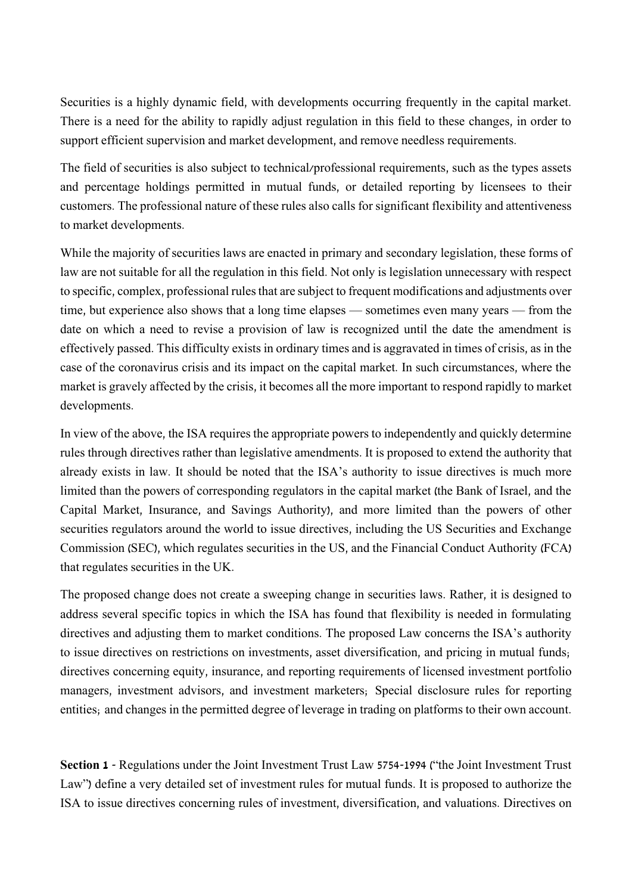Securities is a highly dynamic field, with developments occurring frequently in the capital market. There is a need for the ability to rapidly adjust regulation in this field to these changes, in order to support efficient supervision and market development, and remove needless requirements.

The field of securities is also subject to technical/professional requirements, such as the types assets and percentage holdings permitted in mutual funds, or detailed reporting by licensees to their customers. The professional nature of these rules also calls for significant flexibility and attentiveness to market developments.

While the majority of securities laws are enacted in primary and secondary legislation, these forms of law are not suitable for all the regulation in this field. Not only is legislation unnecessary with respect to specific, complex, professional rules that are subject to frequent modifications and adjustments over time, but experience also shows that a long time elapses — sometimes even many years — from the date on which a need to revise a provision of law is recognized until the date the amendment is effectively passed. This difficulty exists in ordinary times and is aggravated in times of crisis, as in the case of the coronavirus crisis and its impact on the capital market. In such circumstances, where the market is gravely affected by the crisis, it becomes all the more important to respond rapidly to market developments.

In view of the above, the ISA requires the appropriate powers to independently and quickly determine rules through directives rather than legislative amendments. It is proposed to extend the authority that already exists in law. It should be noted that the ISA's authority to issue directives is much more limited than the powers of corresponding regulators in the capital market (the Bank of Israel, and the Capital Market, Insurance, and Savings Authority), and more limited than the powers of other securities regulators around the world to issue directives, including the US Securities and Exchange Commission (SEC), which regulates securities in the US, and the Financial Conduct Authority (FCA) that regulates securities in the UK.

The proposed change does not create a sweeping change in securities laws. Rather, it is designed to address several specific topics in which the ISA has found that flexibility is needed in formulating directives and adjusting them to market conditions. The proposed Law concerns the ISA's authority to issue directives on restrictions on investments, asset diversification, and pricing in mutual funds; directives concerning equity, insurance, and reporting requirements of licensed investment portfolio managers, investment advisors, and investment marketers; Special disclosure rules for reporting entities; and changes in the permitted degree of leverage in trading on platforms to their own account.

**Section 1** - Regulations under the Joint Investment Trust Law 5754-1994 ("the Joint Investment Trust Law") define a very detailed set of investment rules for mutual funds. It is proposed to authorize the ISA to issue directives concerning rules of investment, diversification, and valuations. Directives on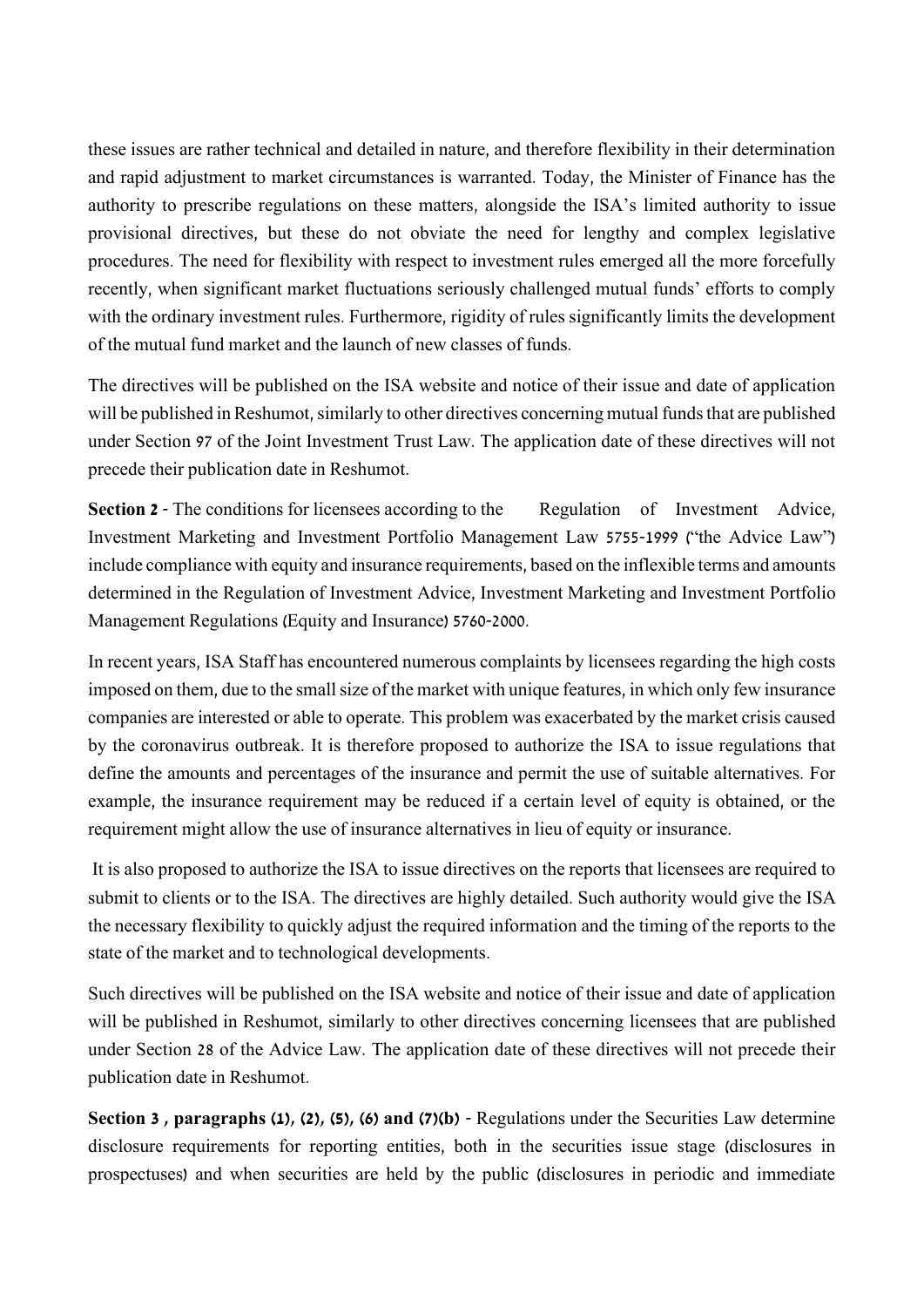these issues are rather technical and detailed in nature, and therefore flexibility in their determination and rapid adjustment to market circumstances is warranted. Today, the Minister of Finance has the authority to prescribe regulations on these matters, alongside the ISA's limited authority to issue provisional directives, but these do not obviate the need for lengthy and complex legislative procedures. The need for flexibility with respect to investment rules emerged all the more forcefully recently, when significant market fluctuations seriously challenged mutual funds' efforts to comply with the ordinary investment rules. Furthermore, rigidity of rules significantly limits the development of the mutual fund market and the launch of new classes of funds.

The directives will be published on the ISA website and notice of their issue and date of application will be published in Reshumot, similarly to other directives concerning mutual funds that are published under Section 97 of the Joint Investment Trust Law. The application date of these directives will not precede their publication date in Reshumot.

**Section 2** - The conditions for licensees according to the Regulation of Investment Advice, Investment Marketing and Investment Portfolio Management Law 5755-1999 ("the Advice Law") include compliance with equity and insurance requirements, based on the inflexible terms and amounts determined in the Regulation of Investment Advice, Investment Marketing and Investment Portfolio Management Regulations (Equity and Insurance) 5760-2000.

In recent years, ISA Staff has encountered numerous complaints by licensees regarding the high costs imposed on them, due to the small size of the market with unique features, in which only few insurance companies are interested or able to operate. This problem was exacerbated by the market crisis caused by the coronavirus outbreak. It is therefore proposed to authorize the ISA to issue regulations that define the amounts and percentages of the insurance and permit the use of suitable alternatives. For example, the insurance requirement may be reduced if a certain level of equity is obtained, or the requirement might allow the use of insurance alternatives in lieu of equity or insurance.

It is also proposed to authorize the ISA to issue directives on the reports that licensees are required to submit to clients or to the ISA. The directives are highly detailed. Such authority would give the ISA the necessary flexibility to quickly adjust the required information and the timing of the reports to the state of the market and to technological developments.

Such directives will be published on the ISA website and notice of their issue and date of application will be published in Reshumot, similarly to other directives concerning licensees that are published under Section 28 of the Advice Law. The application date of these directives will not precede their publication date in Reshumot.

**Section 3 , paragraphs (1), (2), (5), (6) and (7)(b)** - Regulations under the Securities Law determine disclosure requirements for reporting entities, both in the securities issue stage (disclosures in prospectuses) and when securities are held by the public (disclosures in periodic and immediate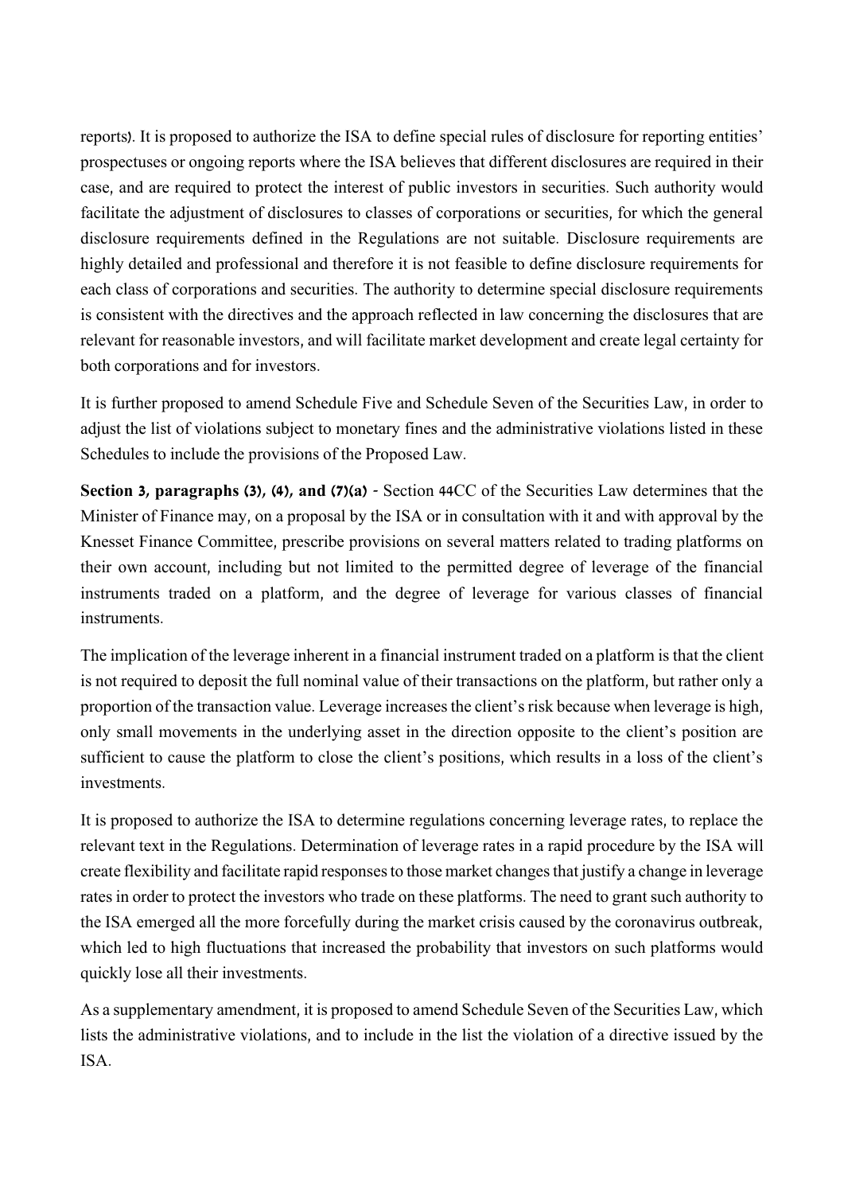reports). It is proposed to authorize the ISA to define special rules of disclosure for reporting entities' prospectuses or ongoing reports where the ISA believes that different disclosures are required in their case, and are required to protect the interest of public investors in securities. Such authority would facilitate the adjustment of disclosures to classes of corporations or securities, for which the general disclosure requirements defined in the Regulations are not suitable. Disclosure requirements are highly detailed and professional and therefore it is not feasible to define disclosure requirements for each class of corporations and securities. The authority to determine special disclosure requirements is consistent with the directives and the approach reflected in law concerning the disclosures that are relevant for reasonable investors, and will facilitate market development and create legal certainty for both corporations and for investors.

It is further proposed to amend Schedule Five and Schedule Seven of the Securities Law, in order to adjust the list of violations subject to monetary fines and the administrative violations listed in these Schedules to include the provisions of the Proposed Law.

**Section 3, paragraphs (3), (4), and (7)(a)** - Section 44CC of the Securities Law determines that the Minister of Finance may, on a proposal by the ISA or in consultation with it and with approval by the Knesset Finance Committee, prescribe provisions on several matters related to trading platforms on their own account, including but not limited to the permitted degree of leverage of the financial instruments traded on a platform, and the degree of leverage for various classes of financial instruments.

The implication of the leverage inherent in a financial instrument traded on a platform is that the client is not required to deposit the full nominal value of their transactions on the platform, but rather only a proportion of the transaction value. Leverage increases the client's risk because when leverage is high, only small movements in the underlying asset in the direction opposite to the client's position are sufficient to cause the platform to close the client's positions, which results in a loss of the client's investments.

It is proposed to authorize the ISA to determine regulations concerning leverage rates, to replace the relevant text in the Regulations. Determination of leverage rates in a rapid procedure by the ISA will create flexibility and facilitate rapid responses to those market changes that justify a change in leverage rates in order to protect the investors who trade on these platforms. The need to grant such authority to the ISA emerged all the more forcefully during the market crisis caused by the coronavirus outbreak, which led to high fluctuations that increased the probability that investors on such platforms would quickly lose all their investments.

As a supplementary amendment, it is proposed to amend Schedule Seven of the Securities Law, which lists the administrative violations, and to include in the list the violation of a directive issued by the ISA.